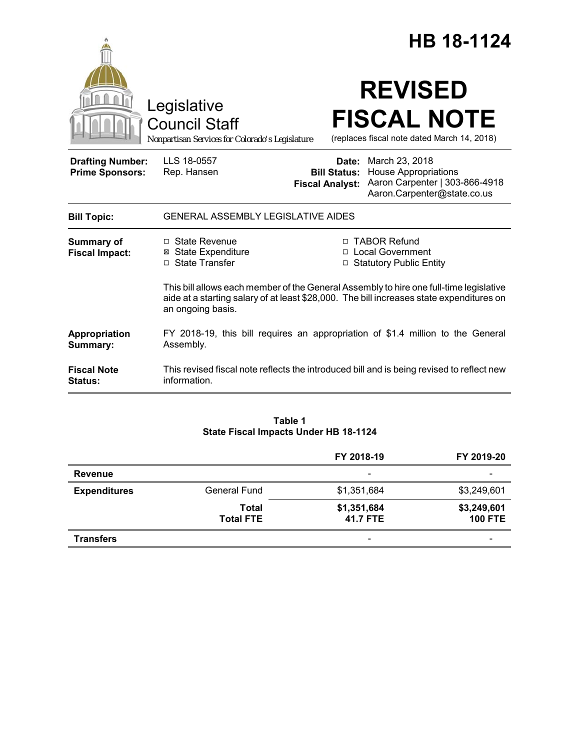# HB 18-1124

Legislative Council Staff

*Nonpartisan Services for Colorado's Legislature*

# REVISED FISCAL NOTE

(replaces fiscal note dated March 14, 2018)

| | | | |
|---|---|---|---|
| **Drafting Number:** | LLS 18-0557 | **Date:** | March 23, 2018 |
| **Prime Sponsors:** | Rep. Hansen | **Bill Status:** | House Appropriations |
| | | **Fiscal Analyst:** | Aaron Carpenter \| 303-866-4918 Aaron.Carpenter@state.co.us |

**Bill Topic:** GENERAL ASSEMBLY LEGISLATIVE AIDES

**Summary of Fiscal Impact:**

- ☐ State Revenue
- ☒ State Expenditure
- ☐ State Transfer
- ☐ TABOR Refund
- ☐ Local Government
- ☐ Statutory Public Entity

This bill allows each member of the General Assembly to hire one full-time legislative aide at a starting salary of at least $28,000. The bill increases state expenditures on an ongoing basis.

**Appropriation Summary:** FY 2018-19, this bill requires an appropriation of $1.4 million to the General Assembly.

**Fiscal Note Status:** This revised fiscal note reflects the introduced bill and is being revised to reflect new information.

**Table 1**
**State Fiscal Impacts Under HB 18-1124**

| | | FY 2018-19 | FY 2019-20 |
|---|---|---|---|
| **Revenue** | | - | - |
| **Expenditures** | General Fund | $1,351,684 | $3,249,601 |
| | **Total** | **$1,351,684** | **$3,249,601** |
| | **Total FTE** | **41.7 FTE** | **100 FTE** |
| **Transfers** | | - | - |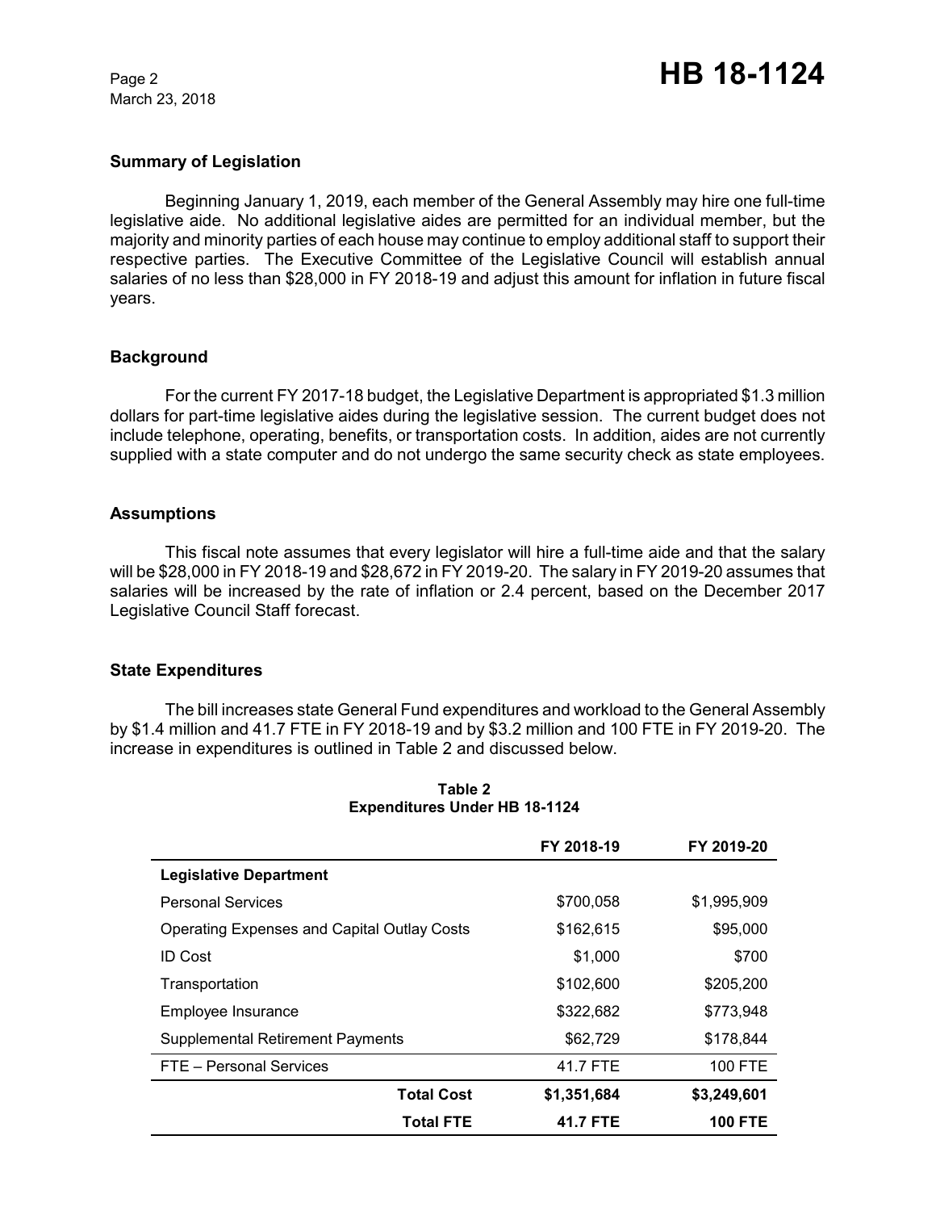### Summary of Legislation

Beginning January 1, 2019, each member of the General Assembly may hire one full-time legislative aide. No additional legislative aides are permitted for an individual member, but the majority and minority parties of each house may continue to employ additional staff to support their respective parties. The Executive Committee of the Legislative Council will establish annual salaries of no less than $28,000 in FY 2018-19 and adjust this amount for inflation in future fiscal years.

### Background

For the current FY 2017-18 budget, the Legislative Department is appropriated $1.3 million dollars for part-time legislative aides during the legislative session. The current budget does not include telephone, operating, benefits, or transportation costs. In addition, aides are not currently supplied with a state computer and do not undergo the same security check as state employees.

### Assumptions

This fiscal note assumes that every legislator will hire a full-time aide and that the salary will be $28,000 in FY 2018-19 and $28,672 in FY 2019-20. The salary in FY 2019-20 assumes that salaries will be increased by the rate of inflation or 2.4 percent, based on the December 2017 Legislative Council Staff forecast.

### State Expenditures

The bill increases state General Fund expenditures and workload to the General Assembly by $1.4 million and 41.7 FTE in FY 2018-19 and by $3.2 million and 100 FTE in FY 2019-20. The increase in expenditures is outlined in Table 2 and discussed below.

**Table 2**
**Expenditures Under HB 18-1124**

| | FY 2018-19 | FY 2019-20 |
|---|---|---|
| **Legislative Department** | | |
| Personal Services | $700,058 | $1,995,909 |
| Operating Expenses and Capital Outlay Costs | $162,615 | $95,000 |
| ID Cost | $1,000 | $700 |
| Transportation | $102,600 | $205,200 |
| Employee Insurance | $322,682 | $773,948 |
| Supplemental Retirement Payments | $62,729 | $178,844 |
| FTE – Personal Services | 41.7 FTE | 100 FTE |
| **Total Cost** | **$1,351,684** | **$3,249,601** |
| **Total FTE** | **41.7 FTE** | **100 FTE** |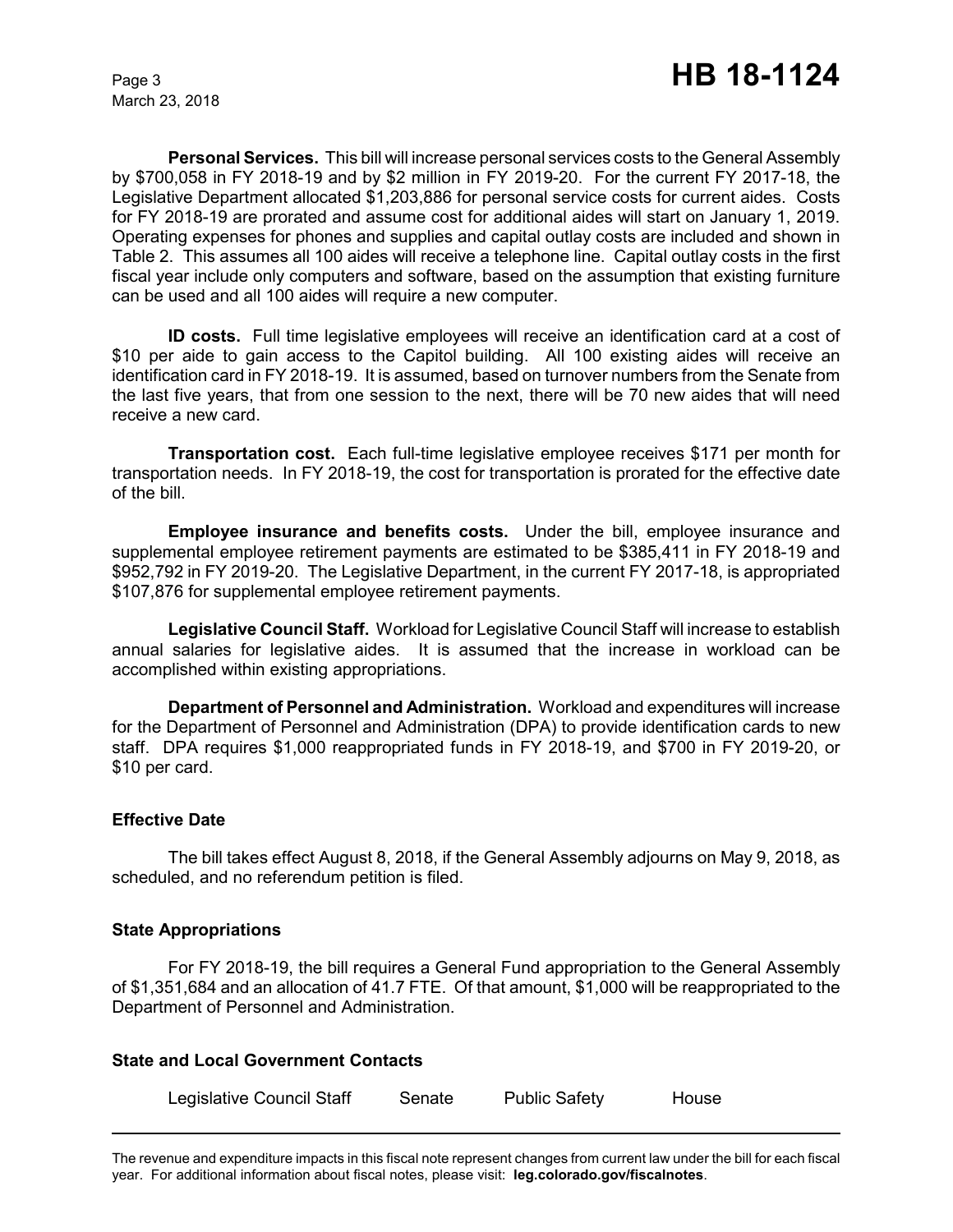**Personal Services.** This bill will increase personal services costs to the General Assembly by $700,058 in FY 2018-19 and by $2 million in FY 2019-20. For the current FY 2017-18, the Legislative Department allocated $1,203,886 for personal service costs for current aides. Costs for FY 2018-19 are prorated and assume cost for additional aides will start on January 1, 2019. Operating expenses for phones and supplies and capital outlay costs are included and shown in Table 2. This assumes all 100 aides will receive a telephone line. Capital outlay costs in the first fiscal year include only computers and software, based on the assumption that existing furniture can be used and all 100 aides will require a new computer.

**ID costs.** Full time legislative employees will receive an identification card at a cost of $10 per aide to gain access to the Capitol building. All 100 existing aides will receive an identification card in FY 2018-19. It is assumed, based on turnover numbers from the Senate from the last five years, that from one session to the next, there will be 70 new aides that will need receive a new card.

**Transportation cost.** Each full-time legislative employee receives $171 per month for transportation needs. In FY 2018-19, the cost for transportation is prorated for the effective date of the bill.

**Employee insurance and benefits costs.** Under the bill, employee insurance and supplemental employee retirement payments are estimated to be $385,411 in FY 2018-19 and $952,792 in FY 2019-20. The Legislative Department, in the current FY 2017-18, is appropriated $107,876 for supplemental employee retirement payments.

**Legislative Council Staff.** Workload for Legislative Council Staff will increase to establish annual salaries for legislative aides. It is assumed that the increase in workload can be accomplished within existing appropriations.

**Department of Personnel and Administration.** Workload and expenditures will increase for the Department of Personnel and Administration (DPA) to provide identification cards to new staff. DPA requires $1,000 reappropriated funds in FY 2018-19, and $700 in FY 2019-20, or $10 per card.

### Effective Date

The bill takes effect August 8, 2018, if the General Assembly adjourns on May 9, 2018, as scheduled, and no referendum petition is filed.

### State Appropriations

For FY 2018-19, the bill requires a General Fund appropriation to the General Assembly of $1,351,684 and an allocation of 41.7 FTE. Of that amount, $1,000 will be reappropriated to the Department of Personnel and Administration.

### State and Local Government Contacts

Legislative Council Staff     Senate     Public Safety     House

The revenue and expenditure impacts in this fiscal note represent changes from current law under the bill for each fiscal year. For additional information about fiscal notes, please visit: **leg.colorado.gov/fiscalnotes**.